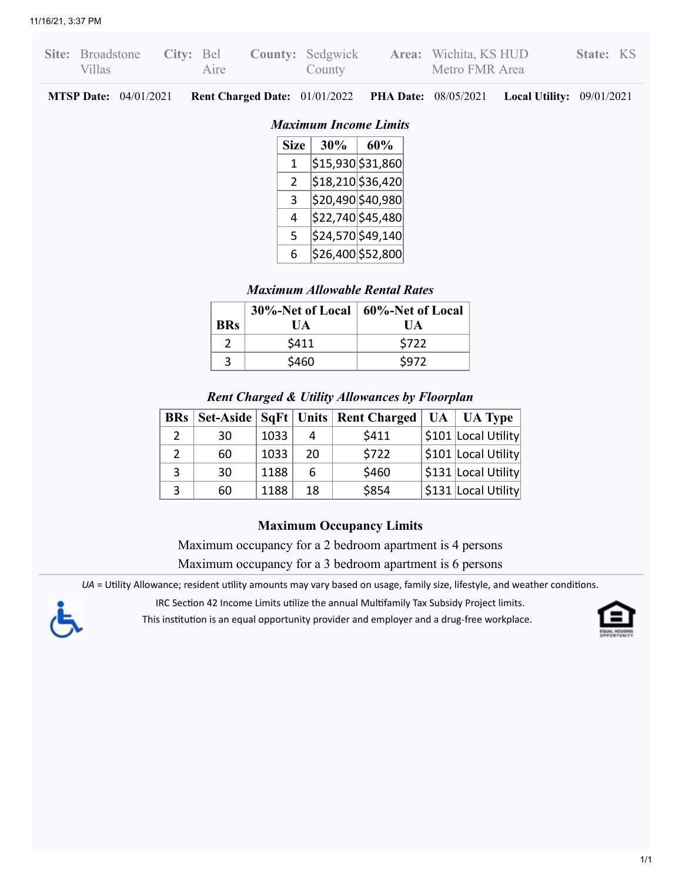| **Site:** | Broadstone Villas | **City:** | Bel Aire | **County:** | Sedgwick County | **Area:** | Wichita, KS HUD Metro FMR Area | **State:** | KS |
|---|---|---|---|---|---|---|---|---|---|

**MTSP Date:** 04/01/2021 **Rent Charged Date:** 01/01/2022 **PHA Date:** 08/05/2021 **Local Utility:** 09/01/2021

### *Maximum Income Limits*

| Size | 30% | 60% |
|---|---|---|
| 1 | $15,930 | $31,860 |
| 2 | $18,210 | $36,420 |
| 3 | $20,490 | $40,980 |
| 4 | $22,740 | $45,480 |
| 5 | $24,570 | $49,140 |
| 6 | $26,400 | $52,800 |

### *Maximum Allowable Rental Rates*

| BRs | 30%-Net of Local UA | 60%-Net of Local UA |
|---|---|---|
| 2 | $411 | $722 |
| 3 | $460 | $972 |

### *Rent Charged & Utility Allowances by Floorplan*

| BRs | Set-Aside | SqFt | Units | Rent Charged | UA | UA Type |
|---|---|---|---|---|---|---|
| 2 | 30 | 1033 | 4 | $411 | $101 | Local Utility |
| 2 | 60 | 1033 | 20 | $722 | $101 | Local Utility |
| 3 | 30 | 1188 | 6 | $460 | $131 | Local Utility |
| 3 | 60 | 1188 | 18 | $854 | $131 | Local Utility |

### Maximum Occupancy Limits

Maximum occupancy for a 2 bedroom apartment is 4 persons

Maximum occupancy for a 3 bedroom apartment is 6 persons

*UA* = Utility Allowance; resident utility amounts may vary based on usage, family size, lifestyle, and weather conditions.

IRC Section 42 Income Limits utilize the annual Multifamily Tax Subsidy Project limits.

This institution is an equal opportunity provider and employer and a drug-free workplace.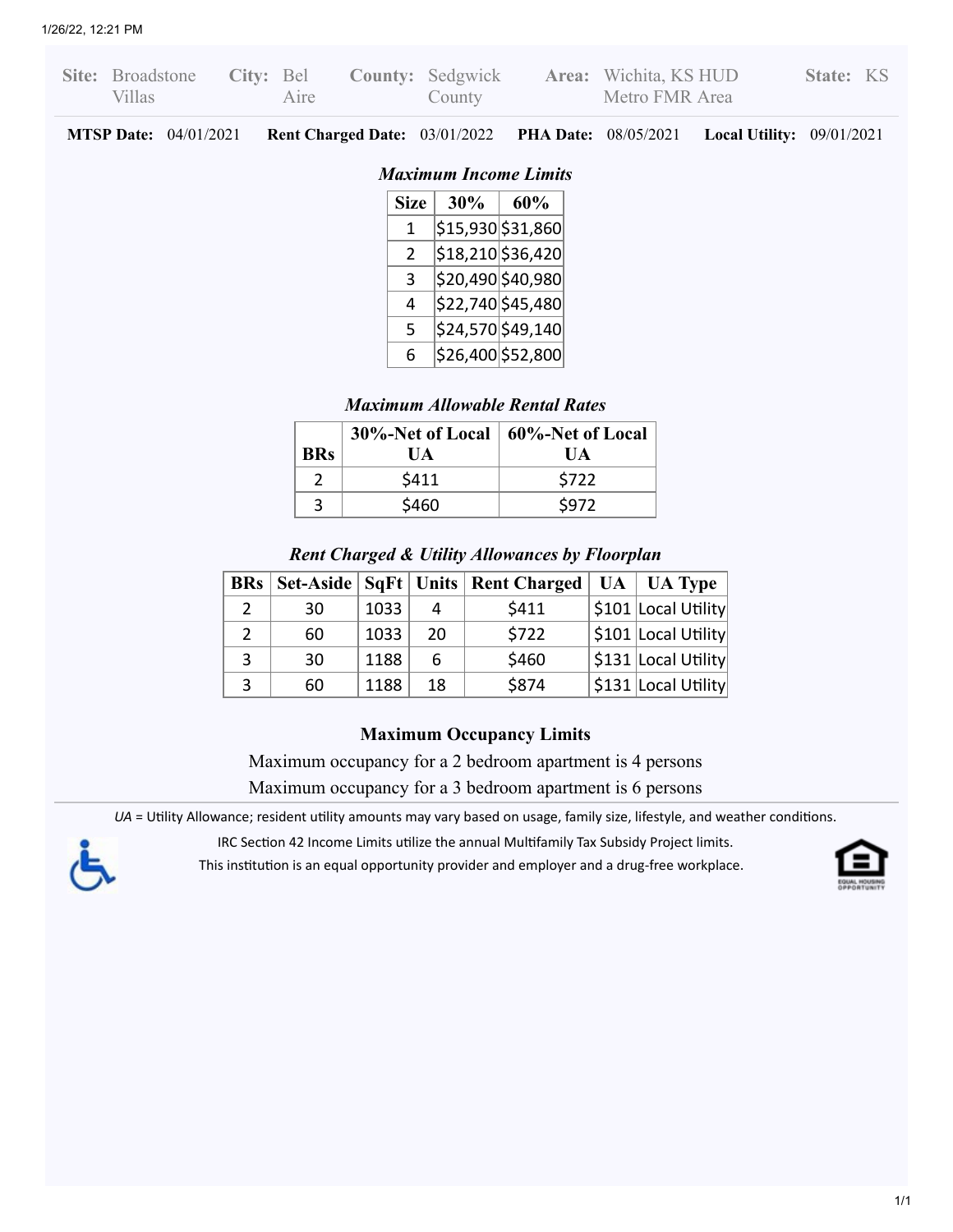| Site: | Broadstone Villas | City: | Bel Aire | County: | Sedgwick County | Area: | Wichita, KS HUD Metro FMR Area | State: | KS |
|---|---|---|---|---|---|---|---|---|---|

**MTSP Date:** 04/01/2021 **Rent Charged Date:** 03/01/2022 **PHA Date:** 08/05/2021 **Local Utility:** 09/01/2021

### *Maximum Income Limits*

| Size | 30% | 60% |
|---|---|---|
| 1 | $15,930 | $31,860 |
| 2 | $18,210 | $36,420 |
| 3 | $20,490 | $40,980 |
| 4 | $22,740 | $45,480 |
| 5 | $24,570 | $49,140 |
| 6 | $26,400 | $52,800 |

### *Maximum Allowable Rental Rates*

| BRs | 30%-Net of Local UA | 60%-Net of Local UA |
|---|---|---|
| 2 | $411 | $722 |
| 3 | $460 | $972 |

### *Rent Charged & Utility Allowances by Floorplan*

| BRs | Set-Aside | SqFt | Units | Rent Charged | UA | UA Type |
|---|---|---|---|---|---|---|
| 2 | 30 | 1033 | 4 | $411 | $101 | Local Utility |
| 2 | 60 | 1033 | 20 | $722 | $101 | Local Utility |
| 3 | 30 | 1188 | 6 | $460 | $131 | Local Utility |
| 3 | 60 | 1188 | 18 | $874 | $131 | Local Utility |

### Maximum Occupancy Limits

Maximum occupancy for a 2 bedroom apartment is 4 persons

Maximum occupancy for a 3 bedroom apartment is 6 persons

*UA* = Utility Allowance; resident utility amounts may vary based on usage, family size, lifestyle, and weather conditions.

IRC Section 42 Income Limits utilize the annual Multifamily Tax Subsidy Project limits.

This institution is an equal opportunity provider and employer and a drug-free workplace.